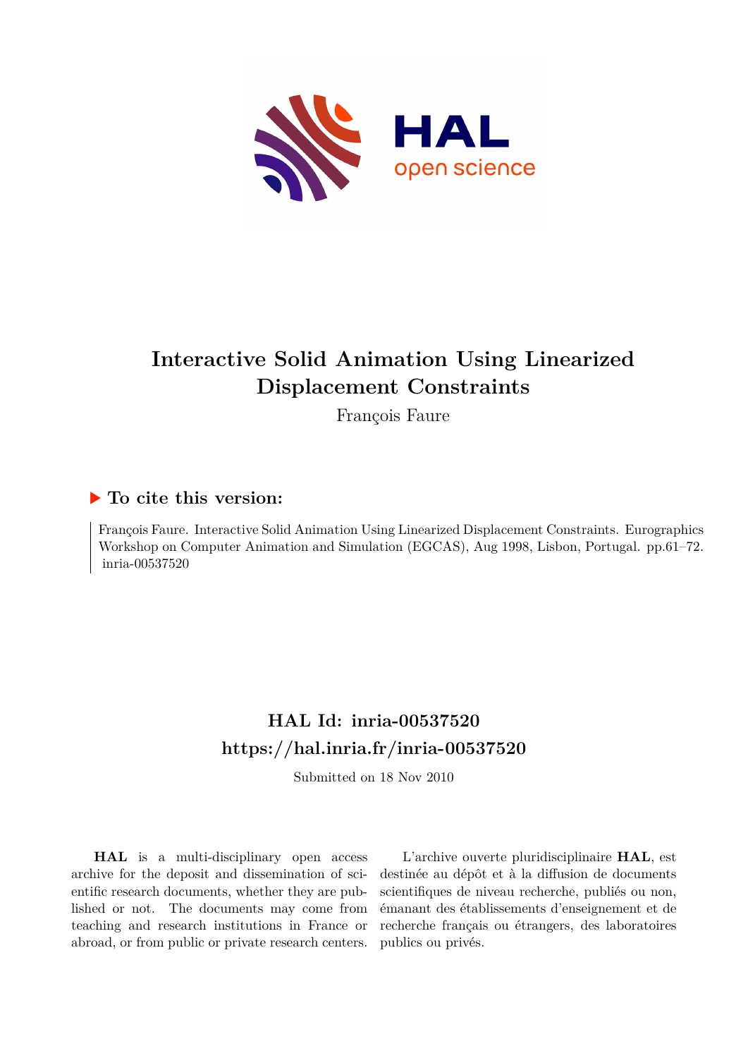# Interactive Solid Animation Using Linearized Displacement Constraints

François Faure

## To cite this version:

François Faure. Interactive Solid Animation Using Linearized Displacement Constraints. Eurographics Workshop on Computer Animation and Simulation (EGCAS), Aug 1998, Lisbon, Portugal. pp.61–72. inria-00537520

## HAL Id: inria-00537520
## https://hal.inria.fr/inria-00537520

Submitted on 18 Nov 2010

**HAL** is a multi-disciplinary open access archive for the deposit and dissemination of scientific research documents, whether they are published or not. The documents may come from teaching and research institutions in France or abroad, or from public or private research centers.

L'archive ouverte pluridisciplinaire **HAL**, est destinée au dépôt et à la diffusion de documents scientifiques de niveau recherche, publiés ou non, émanant des établissements d'enseignement et de recherche français ou étrangers, des laboratoires publics ou privés.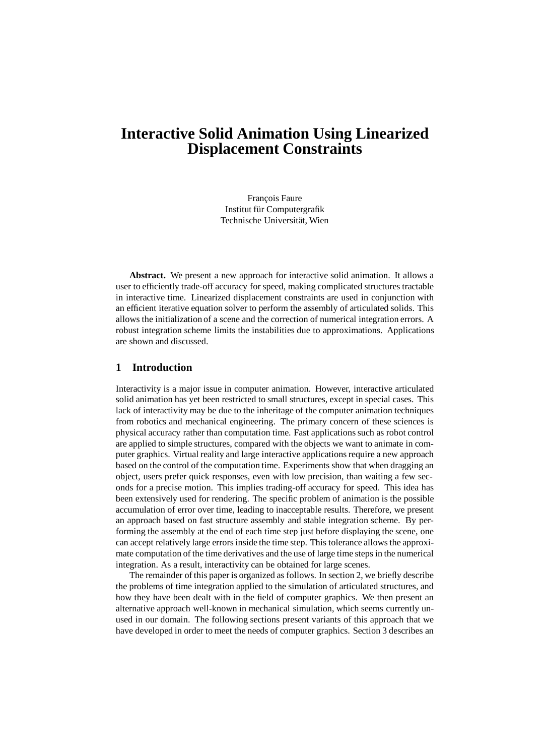# Interactive Solid Animation Using Linearized Displacement Constraints

François Faure
Institut für Computergrafik
Technische Universität, Wien

**Abstract.** We present a new approach for interactive solid animation. It allows a user to efficiently trade-off accuracy for speed, making complicated structures tractable in interactive time. Linearized displacement constraints are used in conjunction with an efficient iterative equation solver to perform the assembly of articulated solids. This allows the initialization of a scene and the correction of numerical integration errors. A robust integration scheme limits the instabilities due to approximations. Applications are shown and discussed.

## 1 Introduction

Interactivity is a major issue in computer animation. However, interactive articulated solid animation has yet been restricted to small structures, except in special cases. This lack of interactivity may be due to the inheritage of the computer animation techniques from robotics and mechanical engineering. The primary concern of these sciences is physical accuracy rather than computation time. Fast applications such as robot control are applied to simple structures, compared with the objects we want to animate in computer graphics. Virtual reality and large interactive applications require a new approach based on the control of the computation time. Experiments show that when dragging an object, users prefer quick responses, even with low precision, than waiting a few seconds for a precise motion. This implies trading-off accuracy for speed. This idea has been extensively used for rendering. The specific problem of animation is the possible accumulation of error over time, leading to inacceptable results. Therefore, we present an approach based on fast structure assembly and stable integration scheme. By performing the assembly at the end of each time step just before displaying the scene, one can accept relatively large errors inside the time step. This tolerance allows the approximate computation of the time derivatives and the use of large time steps in the numerical integration. As a result, interactivity can be obtained for large scenes.

The remainder of this paper is organized as follows. In section 2, we briefly describe the problems of time integration applied to the simulation of articulated structures, and how they have been dealt with in the field of computer graphics. We then present an alternative approach well-known in mechanical simulation, which seems currently unused in our domain. The following sections present variants of this approach that we have developed in order to meet the needs of computer graphics. Section 3 describes an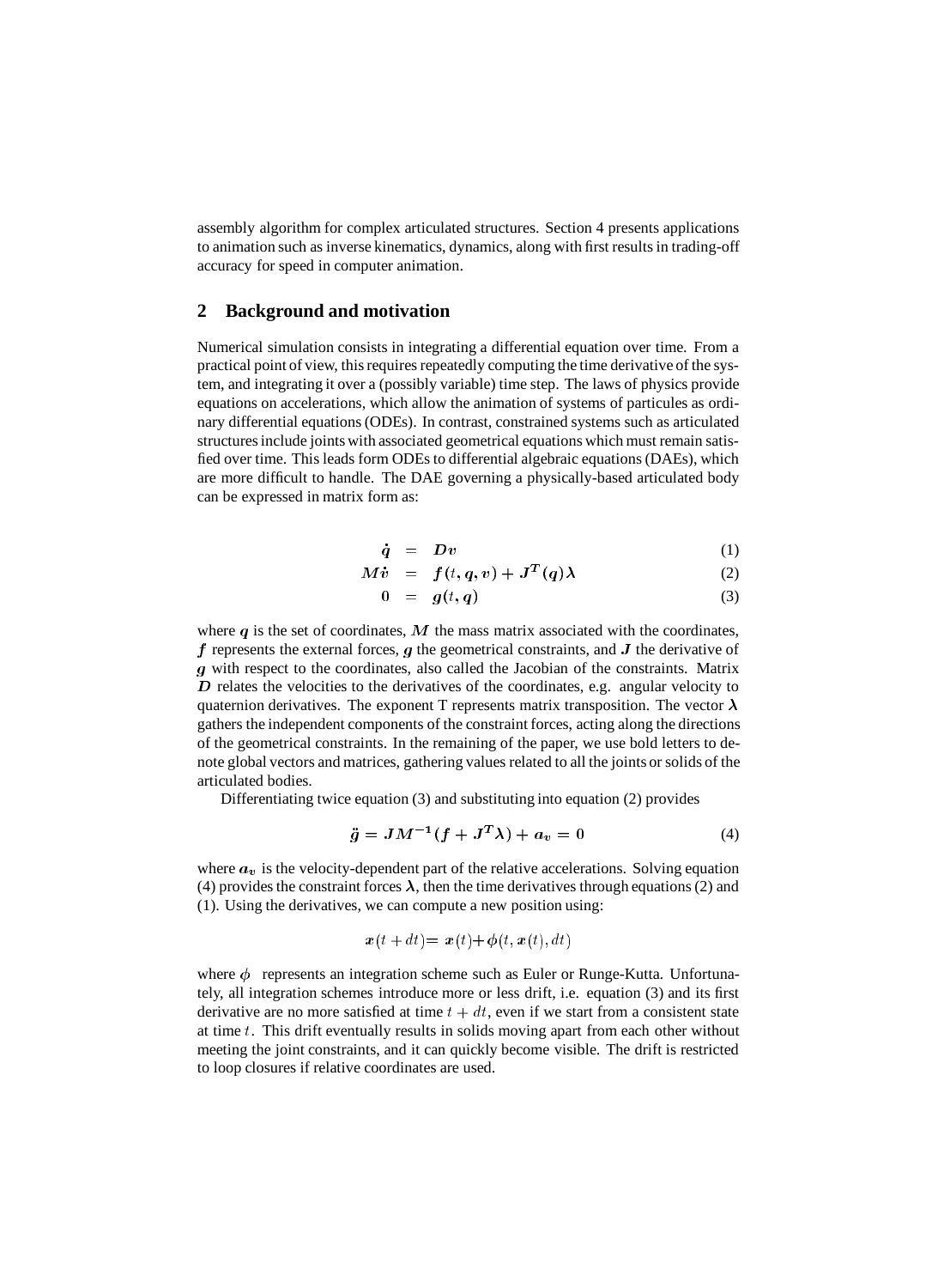assembly algorithm for complex articulated structures. Section 4 presents applications to animation such as inverse kinematics, dynamics, along with first results in trading-off accuracy for speed in computer animation.

## 2 Background and motivation

Numerical simulation consists in integrating a differential equation over time. From a practical point of view, this requires repeatedly computing the time derivative of the system, and integrating it over a (possibly variable) time step. The laws of physics provide equations on accelerations, which allow the animation of systems of particules as ordinary differential equations (ODEs). In contrast, constrained systems such as articulated structures include joints with associated geometrical equations which must remain satisfied over time. This leads form ODEs to differential algebraic equations (DAEs), which are more difficult to handle. The DAE governing a physically-based articulated body can be expressed in matrix form as:

$$\dot{\boldsymbol{q}} = \boldsymbol{D}\boldsymbol{v} \tag{1}$$

$$\boldsymbol{M}\dot{\boldsymbol{v}} = \boldsymbol{f}(t, \boldsymbol{q}, \boldsymbol{v}) + \boldsymbol{J}^{\boldsymbol{T}}(\boldsymbol{q})\boldsymbol{\lambda} \tag{2}$$

$$0 = \boldsymbol{g}(t, \boldsymbol{q}) \tag{3}$$

where $\boldsymbol{q}$ is the set of coordinates, $\boldsymbol{M}$ the mass matrix associated with the coordinates, $\boldsymbol{f}$ represents the external forces, $\boldsymbol{g}$ the geometrical constraints, and $\boldsymbol{J}$ the derivative of $\boldsymbol{g}$ with respect to the coordinates, also called the Jacobian of the constraints. Matrix $\boldsymbol{D}$ relates the velocities to the derivatives of the coordinates, e.g. angular velocity to quaternion derivatives. The exponent T represents matrix transposition. The vector $\boldsymbol{\lambda}$ gathers the independent components of the constraint forces, acting along the directions of the geometrical constraints. In the remaining of the paper, we use bold letters to denote global vectors and matrices, gathering values related to all the joints or solids of the articulated bodies.

Differentiating twice equation (3) and substituting into equation (2) provides

$$\ddot{\boldsymbol{g}} = \boldsymbol{J}\boldsymbol{M}^{-1}(\boldsymbol{f} + \boldsymbol{J}^{\boldsymbol{T}}\boldsymbol{\lambda}) + \boldsymbol{a_v} = 0 \tag{4}$$

where $\boldsymbol{a_v}$ is the velocity-dependent part of the relative accelerations. Solving equation (4) provides the constraint forces $\boldsymbol{\lambda}$, then the time derivatives through equations (2) and (1). Using the derivatives, we can compute a new position using:

$$\boldsymbol{x}(t + dt) = \boldsymbol{x}(t) + \phi(t, \boldsymbol{x}(t), dt)$$

where $\phi$ represents an integration scheme such as Euler or Runge-Kutta. Unfortunately, all integration schemes introduce more or less drift, i.e. equation (3) and its first derivative are no more satisfied at time $t + dt$, even if we start from a consistent state at time $t$. This drift eventually results in solids moving apart from each other without meeting the joint constraints, and it can quickly become visible. The drift is restricted to loop closures if relative coordinates are used.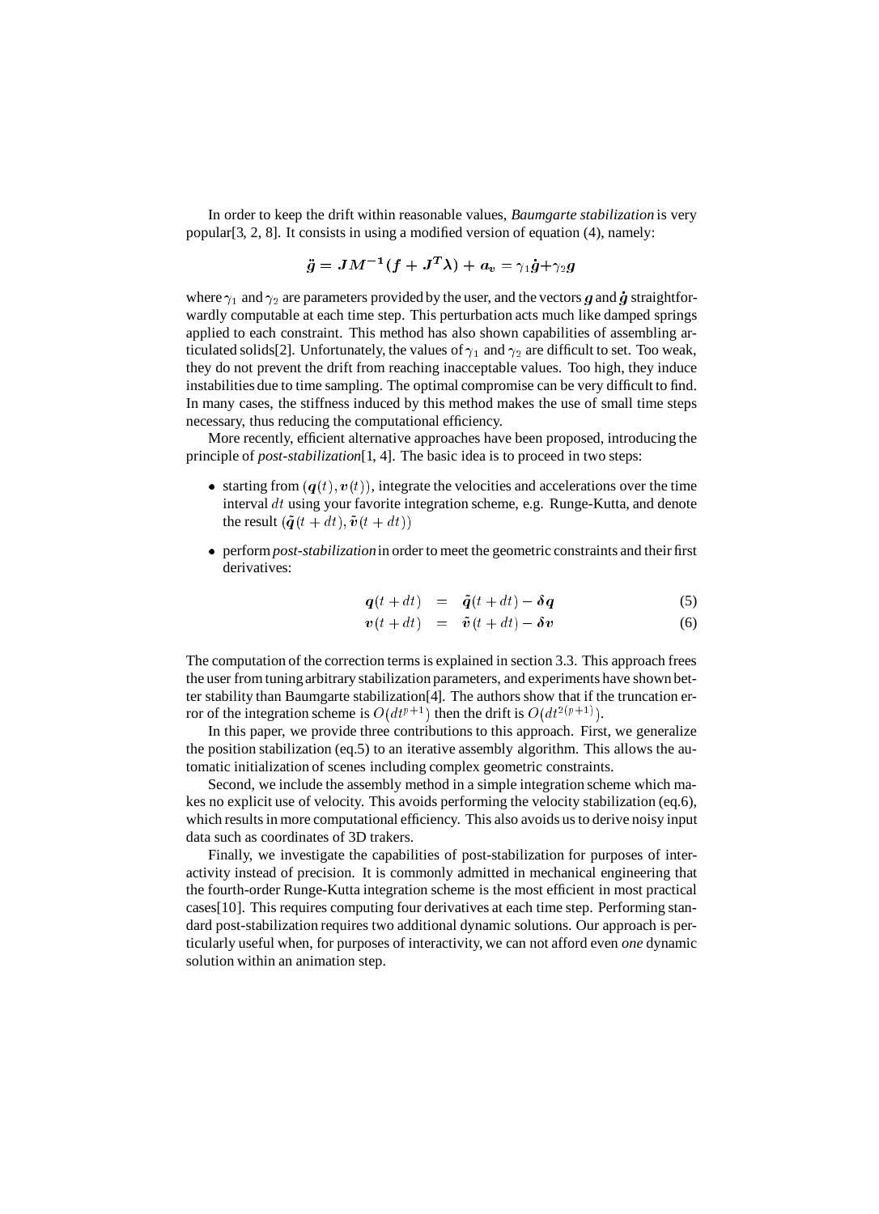In order to keep the drift within reasonable values, *Baumgarte stabilization* is very popular[3, 2, 8]. It consists in using a modified version of equation (4), namely:

$$\ddot{\boldsymbol{g}} = \boldsymbol{J}\boldsymbol{M}^{-1}(\boldsymbol{f} + \boldsymbol{J}^T\boldsymbol{\lambda}) + \boldsymbol{a_v} = \gamma_1\dot{\boldsymbol{g}} + \gamma_2\boldsymbol{g}$$

where $\gamma_1$ and $\gamma_2$ are parameters provided by the user, and the vectors $\boldsymbol{g}$ and $\dot{\boldsymbol{g}}$ straightforwardly computable at each time step. This perturbation acts much like damped springs applied to each constraint. This method has also shown capabilities of assembling articulated solids[2]. Unfortunately, the values of $\gamma_1$ and $\gamma_2$ are difficult to set. Too weak, they do not prevent the drift from reaching inacceptable values. Too high, they induce instabilities due to time sampling. The optimal compromise can be very difficult to find. In many cases, the stiffness induced by this method makes the use of small time steps necessary, thus reducing the computational efficiency.

More recently, efficient alternative approaches have been proposed, introducing the principle of *post-stabilization*[1, 4]. The basic idea is to proceed in two steps:

- starting from $(\boldsymbol{q}(t), \boldsymbol{v}(t))$, integrate the velocities and accelerations over the time interval $dt$ using your favorite integration scheme, e.g. Runge-Kutta, and denote the result $(\tilde{\boldsymbol{q}}(t + dt), \tilde{\boldsymbol{v}}(t + dt))$
- perform *post-stabilization* in order to meet the geometric constraints and their first derivatives:

$$\boldsymbol{q}(t + dt) = \tilde{\boldsymbol{q}}(t + dt) - \boldsymbol{\delta q} \tag{5}$$

$$\boldsymbol{v}(t + dt) = \tilde{\boldsymbol{v}}(t + dt) - \boldsymbol{\delta v} \tag{6}$$

The computation of the correction terms is explained in section 3.3. This approach frees the user from tuning arbitrary stabilization parameters, and experiments have shown better stability than Baumgarte stabilization[4]. The authors show that if the truncation error of the integration scheme is $O(dt^{p+1})$ then the drift is $O(dt^{2(p+1)})$.

In this paper, we provide three contributions to this approach. First, we generalize the position stabilization (eq.5) to an iterative assembly algorithm. This allows the automatic initialization of scenes including complex geometric constraints.

Second, we include the assembly method in a simple integration scheme which makes no explicit use of velocity. This avoids performing the velocity stabilization (eq.6), which results in more computational efficiency. This also avoids us to derive noisy input data such as coordinates of 3D trakers.

Finally, we investigate the capabilities of post-stabilization for purposes of interactivity instead of precision. It is commonly admitted in mechanical engineering that the fourth-order Runge-Kutta integration scheme is the most efficient in most practical cases[10]. This requires computing four derivatives at each time step. Performing standard post-stabilization requires two additional dynamic solutions. Our approach is perticularly useful when, for purposes of interactivity, we can not afford even *one* dynamic solution within an animation step.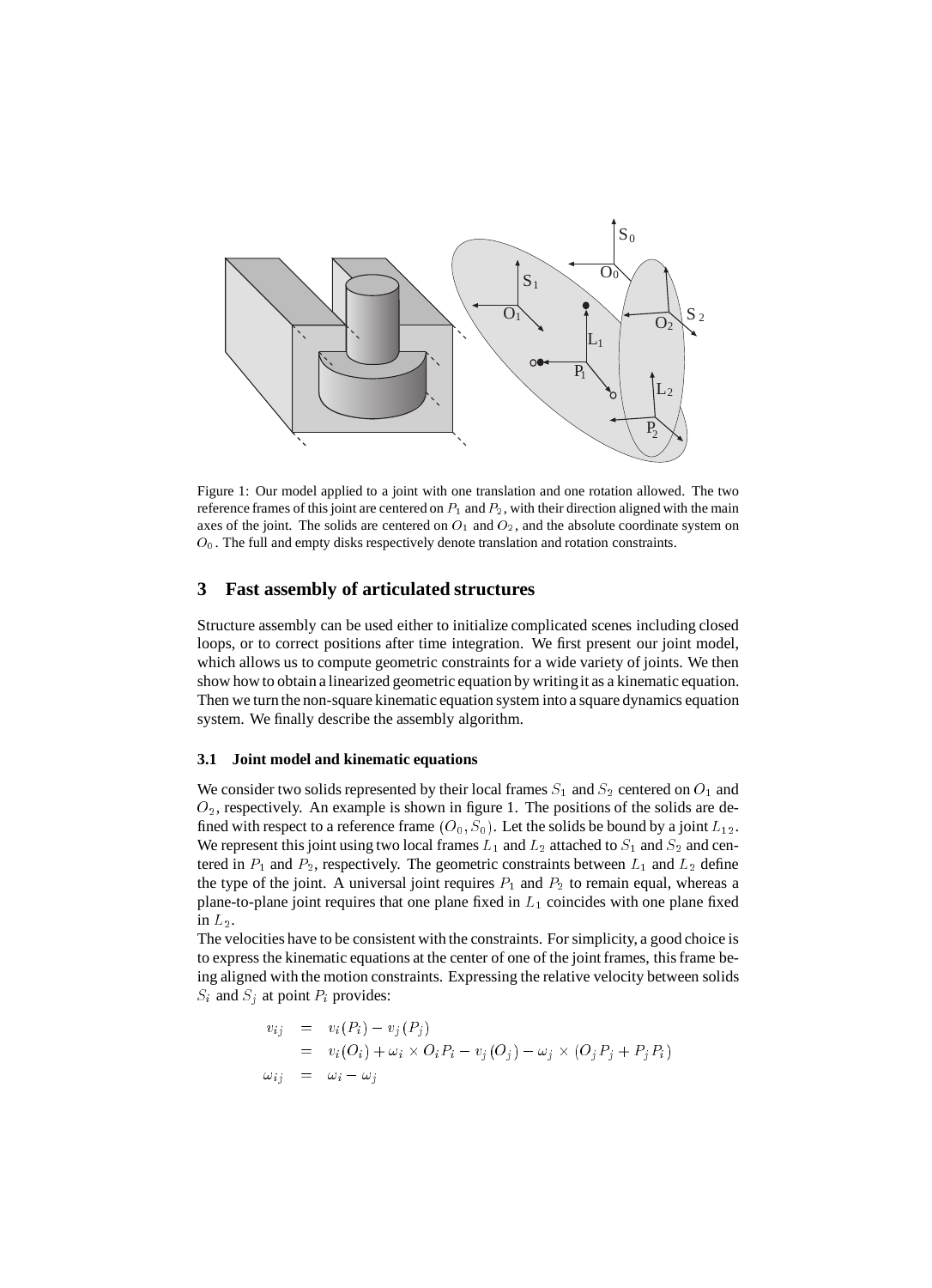Figure 1: Our model applied to a joint with one translation and one rotation allowed. The two reference frames of this joint are centered on $P_1$ and $P_2$, with their direction aligned with the main axes of the joint. The solids are centered on $O_1$ and $O_2$, and the absolute coordinate system on $O_0$. The full and empty disks respectively denote translation and rotation constraints.

## 3 Fast assembly of articulated structures

Structure assembly can be used either to initialize complicated scenes including closed loops, or to correct positions after time integration. We first present our joint model, which allows us to compute geometric constraints for a wide variety of joints. We then show how to obtain a linearized geometric equation by writing it as a kinematic equation. Then we turn the non-square kinematic equation system into a square dynamics equation system. We finally describe the assembly algorithm.

### 3.1 Joint model and kinematic equations

We consider two solids represented by their local frames $S_1$ and $S_2$ centered on $O_1$ and $O_2$, respectively. An example is shown in figure 1. The positions of the solids are defined with respect to a reference frame $(O_0, S_0)$. Let the solids be bound by a joint $L_{12}$. We represent this joint using two local frames $L_1$ and $L_2$ attached to $S_1$ and $S_2$ and centered in $P_1$ and $P_2$, respectively. The geometric constraints between $L_1$ and $L_2$ define the type of the joint. A universal joint requires $P_1$ and $P_2$ to remain equal, whereas a plane-to-plane joint requires that one plane fixed in $L_1$ coincides with one plane fixed in $L_2$.

The velocities have to be consistent with the constraints. For simplicity, a good choice is to express the kinematic equations at the center of one of the joint frames, this frame being aligned with the motion constraints. Expressing the relative velocity between solids $S_i$ and $S_j$ at point $P_i$ provides:

$$
\begin{aligned}
v_{ij} &= v_i(P_i) - v_j(P_j) \\
&= v_i(O_i) + \omega_i \times O_i P_i - v_j(O_j) - \omega_j \times (O_j P_j + P_j P_i) \\
\omega_{ij} &= \omega_i - \omega_j
\end{aligned}
$$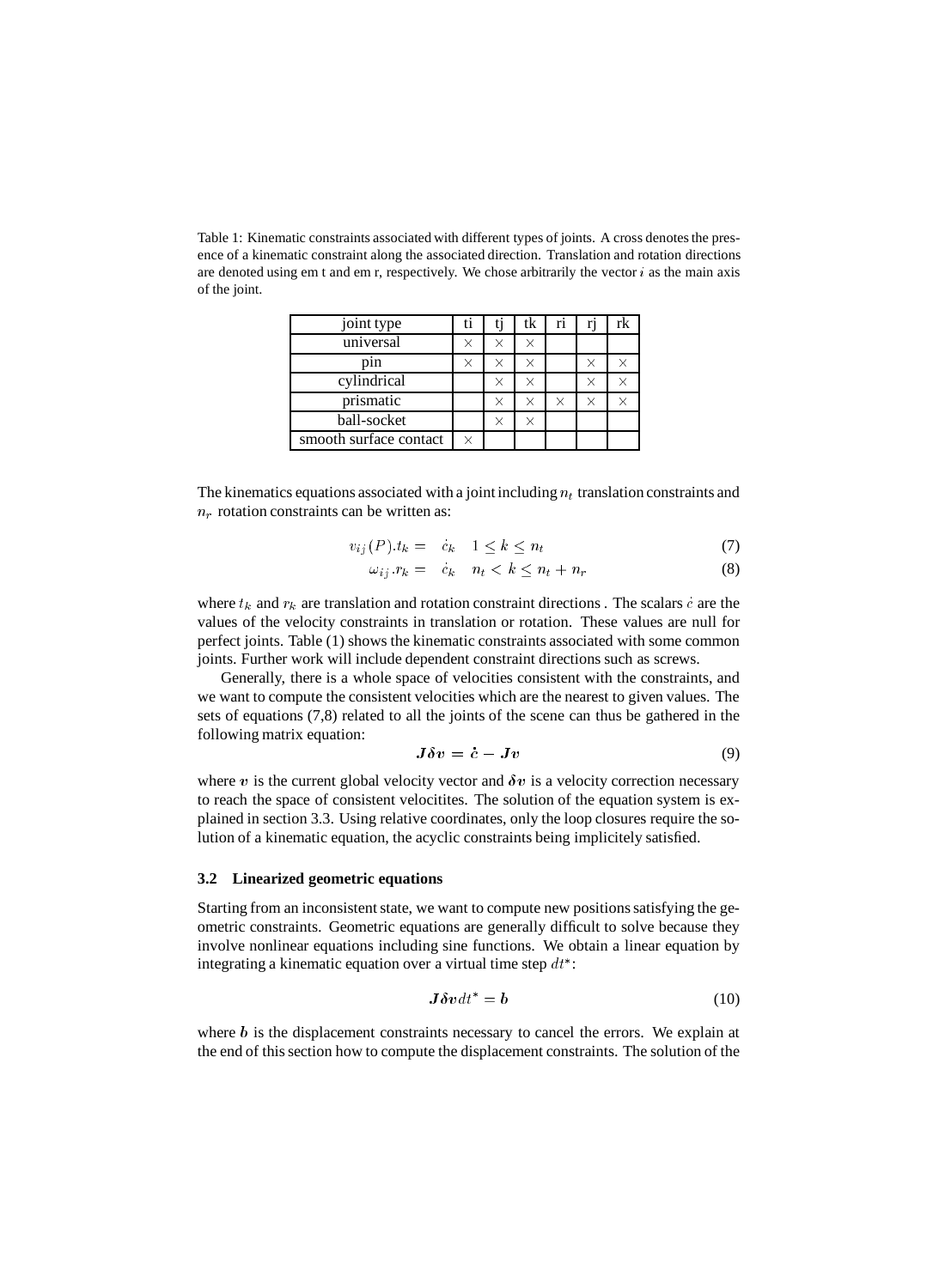Table 1: Kinematic constraints associated with different types of joints. A cross denotes the presence of a kinematic constraint along the associated direction. Translation and rotation directions are denoted using em t and em r, respectively. We chose arbitrarily the vector $i$ as the main axis of the joint.

| joint type | ti | tj | tk | ri | rj | rk |
|---|---|---|---|---|---|---|
| universal | × | × | × | | | |
| pin | × | × | × | | × | × |
| cylindrical | | × | × | | × | × |
| prismatic | | × | × | × | × | × |
| ball-socket | | × | × | | | |
| smooth surface contact | × | | | | | |

The kinematics equations associated with a joint including $n_t$ translation constraints and $n_r$ rotation constraints can be written as:

$$v_{ij}(P).t_k = \quad \dot{c}_k \quad 1 \leq k \leq n_t \tag{7}$$

$$\omega_{ij}.r_k = \quad \dot{c}_k \quad n_t < k \leq n_t + n_r \tag{8}$$

where $t_k$ and $r_k$ are translation and rotation constraint directions . The scalars $\dot{c}$ are the values of the velocity constraints in translation or rotation. These values are null for perfect joints. Table (1) shows the kinematic constraints associated with some common joints. Further work will include dependent constraint directions such as screws.

Generally, there is a whole space of velocities consistent with the constraints, and we want to compute the consistent velocities which are the nearest to given values. The sets of equations (7,8) related to all the joints of the scene can thus be gathered in the following matrix equation:

$$\boldsymbol{J}\boldsymbol{\delta v} = \dot{\boldsymbol{c}} - \boldsymbol{J}\boldsymbol{v} \tag{9}$$

where $\boldsymbol{v}$ is the current global velocity vector and $\boldsymbol{\delta v}$ is a velocity correction necessary to reach the space of consistent velocitites. The solution of the equation system is explained in section 3.3. Using relative coordinates, only the loop closures require the solution of a kinematic equation, the acyclic constraints being implicitely satisfied.

### 3.2 Linearized geometric equations

Starting from an inconsistent state, we want to compute new positions satisfying the geometric constraints. Geometric equations are generally difficult to solve because they involve nonlinear equations including sine functions. We obtain a linear equation by integrating a kinematic equation over a virtual time step $dt^*$:

$$\boldsymbol{J}\boldsymbol{\delta v}dt^* = \boldsymbol{b} \tag{10}$$

where $\boldsymbol{b}$ is the displacement constraints necessary to cancel the errors. We explain at the end of this section how to compute the displacement constraints. The solution of the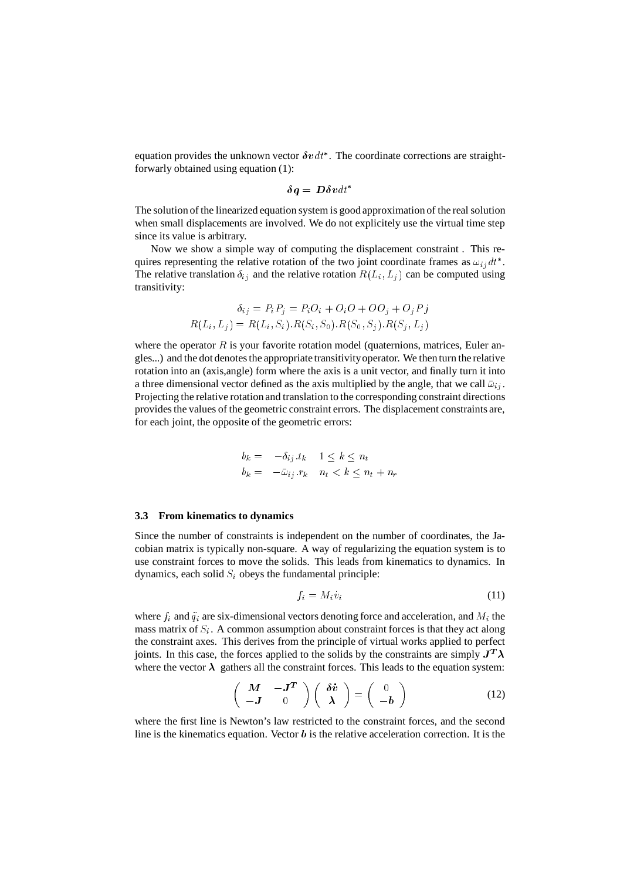equation provides the unknown vector $\boldsymbol{\delta v} dt^*$. The coordinate corrections are straightforwardly obtained using equation (1):

$$\boldsymbol{\delta q} = \boldsymbol{D \delta v} dt^*$$

The solution of the linearized equation system is good approximation of the real solution when small displacements are involved. We do not explicitely use the virtual time step since its value is arbitrary.

Now we show a simple way of computing the displacement constraint . This requires representing the relative rotation of the two joint coordinate frames as $\omega_{ij} dt^*$. The relative translation $\delta_{ij}$ and the relative rotation $R(L_i, L_j)$ can be computed using transitivity:

$$\delta_{ij} = P_i P_j = P_i O_i + O_i O + O O_j + O_j P j$$
$$R(L_i, L_j) = R(L_i, S_i).R(S_i, S_0).R(S_0, S_j).R(S_j, L_j)$$

where the operator $R$ is your favorite rotation model (quaternions, matrices, Euler angles...) and the dot denotes the appropriate transitivity operator. We then turn the relative rotation into an (axis,angle) form where the axis is a unit vector, and finally turn it into a three dimensional vector defined as the axis multiplied by the angle, that we call $\bar{\omega}_{ij}$. Projecting the relative rotation and translation to the corresponding constraint directions provides the values of the geometric constraint errors. The displacement constraints are, for each joint, the opposite of the geometric errors:

$$\begin{aligned} b_k &= -\delta_{ij}.t_k \quad 1 \le k \le n_t \\ b_k &= -\bar{\omega}_{ij}.r_k \quad n_t < k \le n_t + n_r \end{aligned}$$

### 3.3 From kinematics to dynamics

Since the number of constraints is independent on the number of coordinates, the Jacobian matrix is typically non-square. A way of regularizing the equation system is to use constraint forces to move the solids. This leads from kinematics to dynamics. In dynamics, each solid $S_i$ obeys the fundamental principle:

$$f_i = M_i \dot{v}_i \tag{11}$$

where $f_i$ and $\ddot{q}_i$ are six-dimensional vectors denoting force and acceleration, and $M_i$ the mass matrix of $S_i$. A common assumption about constraint forces is that they act along the constraint axes. This derives from the principle of virtual works applied to perfect joints. In this case, the forces applied to the solids by the constraints are simply $\boldsymbol{J^T \lambda}$ where the vector $\boldsymbol{\lambda}$ gathers all the constraint forces. This leads to the equation system:

$$\begin{pmatrix} \boldsymbol{M} & -\boldsymbol{J^T} \\ -\boldsymbol{J} & 0 \end{pmatrix} \begin{pmatrix} \boldsymbol{\delta \dot{v}} \\ \boldsymbol{\lambda} \end{pmatrix} = \begin{pmatrix} 0 \\ -\boldsymbol{b} \end{pmatrix} \tag{12}$$

where the first line is Newton's law restricted to the constraint forces, and the second line is the kinematics equation. Vector $\boldsymbol{b}$ is the relative acceleration correction. It is the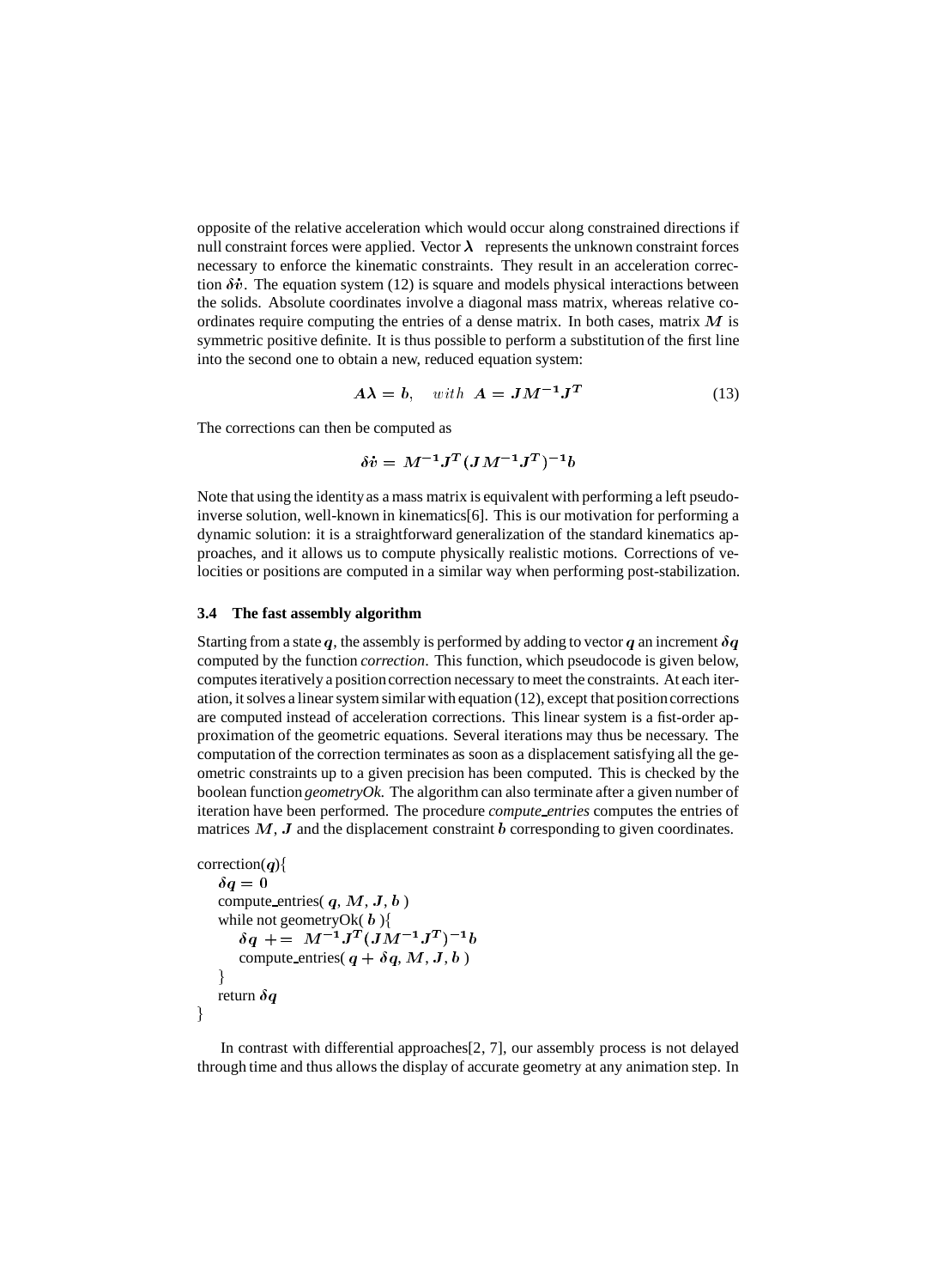opposite of the relative acceleration which would occur along constrained directions if null constraint forces were applied. Vector $\boldsymbol{\lambda}$ represents the unknown constraint forces necessary to enforce the kinematic constraints. They result in an acceleration correction $\delta\dot{\boldsymbol{v}}$. The equation system (12) is square and models physical interactions between the solids. Absolute coordinates involve a diagonal mass matrix, whereas relative coordinates require computing the entries of a dense matrix. In both cases, matrix $\boldsymbol{M}$ is symmetric positive definite. It is thus possible to perform a substitution of the first line into the second one to obtain a new, reduced equation system:

$$\boldsymbol{A}\boldsymbol{\lambda} = \boldsymbol{b}, \quad with \;\; \boldsymbol{A} = \boldsymbol{J}\boldsymbol{M}^{-1}\boldsymbol{J}^{T} \tag{13}$$

The corrections can then be computed as

$$\delta\dot{\boldsymbol{v}} = \boldsymbol{M}^{-1}\boldsymbol{J}^{T}(\boldsymbol{J}\boldsymbol{M}^{-1}\boldsymbol{J}^{T})^{-1}\boldsymbol{b}$$

Note that using the identity as a mass matrix is equivalent with performing a left pseudo-inverse solution, well-known in kinematics[6]. This is our motivation for performing a dynamic solution: it is a straightforward generalization of the standard kinematics approaches, and it allows us to compute physically realistic motions. Corrections of velocities or positions are computed in a similar way when performing post-stabilization.

### 3.4 The fast assembly algorithm

Starting from a state $\boldsymbol{q}$, the assembly is performed by adding to vector $\boldsymbol{q}$ an increment $\delta\boldsymbol{q}$ computed by the function *correction*. This function, which pseudocode is given below, computes iteratively a position correction necessary to meet the constraints. At each iteration, it solves a linear system similar with equation (12), except that position corrections are computed instead of acceleration corrections. This linear system is a fist-order approximation of the geometric equations. Several iterations may thus be necessary. The computation of the correction terminates as soon as a displacement satisfying all the geometric constraints up to a given precision has been computed. This is checked by the boolean function *geometryOk*. The algorithm can also terminate after a given number of iteration have been performed. The procedure *compute_entries* computes the entries of matrices $\boldsymbol{M}$, $\boldsymbol{J}$ and the displacement constraint $\boldsymbol{b}$ corresponding to given coordinates.

```
correction(q){
    δq = 0
    compute_entries( q, M, J, b )
    while not geometryOk( b ){
        δq += M^-1 J^T (J M^-1 J^T)^-1 b
        compute_entries( q + δq, M, J, b )
    }
    return δq
}
```

In contrast with differential approaches[2, 7], our assembly process is not delayed through time and thus allows the display of accurate geometry at any animation step. In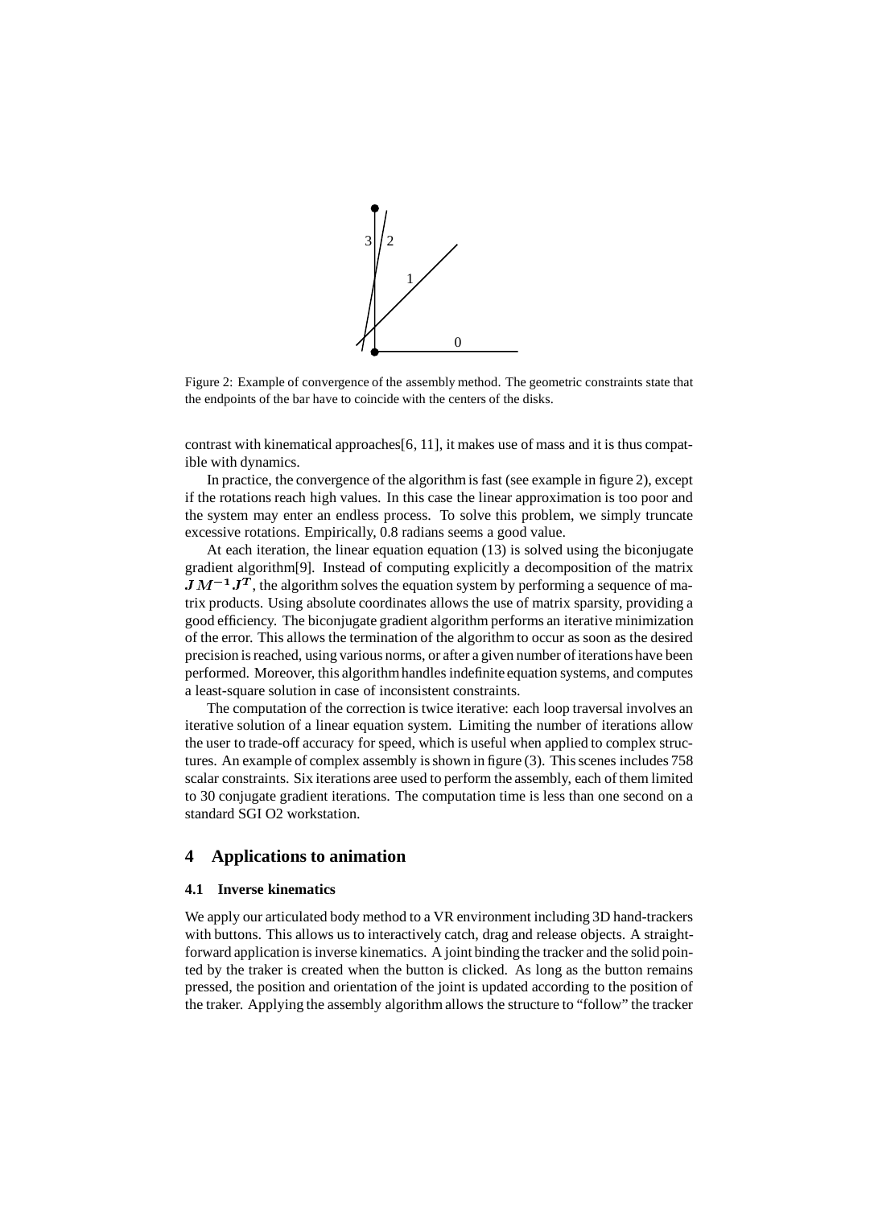Figure 2: Example of convergence of the assembly method. The geometric constraints state that the endpoints of the bar have to coincide with the centers of the disks.

contrast with kinematical approaches[6, 11], it makes use of mass and it is thus compatible with dynamics.

In practice, the convergence of the algorithm is fast (see example in figure 2), except if the rotations reach high values. In this case the linear approximation is too poor and the system may enter an endless process. To solve this problem, we simply truncate excessive rotations. Empirically, 0.8 radians seems a good value.

At each iteration, the linear equation equation (13) is solved using the biconjugate gradient algorithm[9]. Instead of computing explicitly a decomposition of the matrix $JM^{-1}J^T$, the algorithm solves the equation system by performing a sequence of matrix products. Using absolute coordinates allows the use of matrix sparsity, providing a good efficiency. The biconjugate gradient algorithm performs an iterative minimization of the error. This allows the termination of the algorithm to occur as soon as the desired precision is reached, using various norms, or after a given number of iterations have been performed. Moreover, this algorithm handles indefinite equation systems, and computes a least-square solution in case of inconsistent constraints.

The computation of the correction is twice iterative: each loop traversal involves an iterative solution of a linear equation system. Limiting the number of iterations allow the user to trade-off accuracy for speed, which is useful when applied to complex structures. An example of complex assembly is shown in figure (3). This scenes includes 758 scalar constraints. Six iterations aree used to perform the assembly, each of them limited to 30 conjugate gradient iterations. The computation time is less than one second on a standard SGI O2 workstation.

## 4 Applications to animation

### 4.1 Inverse kinematics

We apply our articulated body method to a VR environment including 3D hand-trackers with buttons. This allows us to interactively catch, drag and release objects. A straightforward application is inverse kinematics. A joint binding the tracker and the solid pointed by the traker is created when the button is clicked. As long as the button remains pressed, the position and orientation of the joint is updated according to the position of the traker. Applying the assembly algorithm allows the structure to "follow" the tracker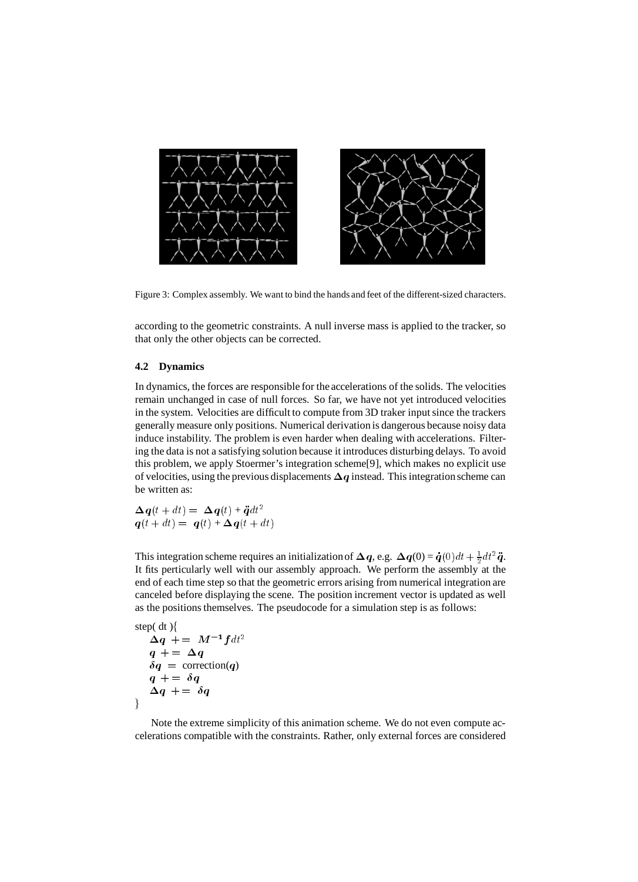Figure 3: Complex assembly. We want to bind the hands and feet of the different-sized characters.

according to the geometric constraints. A null inverse mass is applied to the tracker, so that only the other objects can be corrected.

### 4.2 Dynamics

In dynamics, the forces are responsible for the accelerations of the solids. The velocities remain unchanged in case of null forces. So far, we have not yet introduced velocities in the system. Velocities are difficult to compute from 3D traker input since the trackers generally measure only positions. Numerical derivation is dangerous because noisy data induce instability. The problem is even harder when dealing with accelerations. Filtering the data is not a satisfying solution because it introduces disturbing delays. To avoid this problem, we apply Stoermer's integration scheme[9], which makes no explicit use of velocities, using the previous displacements $\boldsymbol{\Delta q}$ instead. This integration scheme can be written as:

$$\boldsymbol{\Delta q}(t+dt) = \boldsymbol{\Delta q}(t) + \ddot{\boldsymbol{q}} dt^2$$
$$\boldsymbol{q}(t+dt) = \boldsymbol{q}(t) + \boldsymbol{\Delta q}(t+dt)$$

This integration scheme requires an initialization of $\boldsymbol{\Delta q}$, e.g. $\boldsymbol{\Delta q}(0) = \dot{\boldsymbol{q}}(0)dt + \frac{1}{2}dt^2\ddot{\boldsymbol{q}}$. It fits perticularly well with our assembly approach. We perform the assembly at the end of each time step so that the geometric errors arising from numerical integration are canceled before displaying the scene. The position increment vector is updated as well as the positions themselves. The pseudocode for a simulation step is as follows:

```
step( dt ){
    Δq += M^-1 f dt^2
    q += Δq
    δq = correction(q)
    q += δq
    Δq += δq
}
```

Note the extreme simplicity of this animation scheme. We do not even compute accelerations compatible with the constraints. Rather, only external forces are considered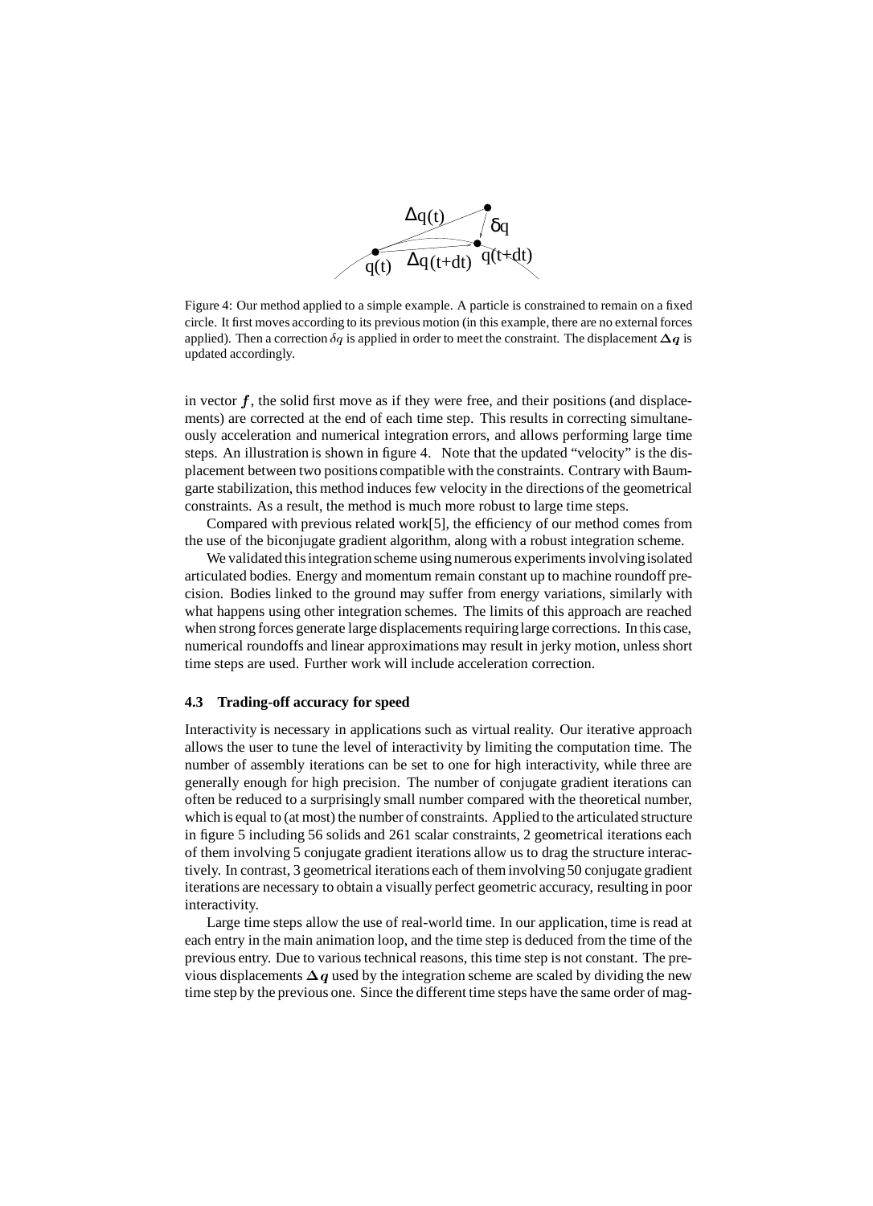$\Delta q(t)$

$\delta q$

$q(t)$ $\Delta q(t+dt)$ $q(t+dt)$

Figure 4: Our method applied to a simple example. A particle is constrained to remain on a fixed circle. It first moves according to its previous motion (in this example, there are no external forces applied). Then a correction $\delta q$ is applied in order to meet the constraint. The displacement $\boldsymbol{\Delta q}$ is updated accordingly.

in vector $\boldsymbol{f}$, the solid first move as if they were free, and their positions (and displacements) are corrected at the end of each time step. This results in correcting simultaneously acceleration and numerical integration errors, and allows performing large time steps. An illustration is shown in figure 4. Note that the updated "velocity" is the displacement between two positions compatible with the constraints. Contrary with Baumgarte stabilization, this method induces few velocity in the directions of the geometrical constraints. As a result, the method is much more robust to large time steps.

Compared with previous related work[5], the efficiency of our method comes from the use of the biconjugate gradient algorithm, along with a robust integration scheme.

We validated this integration scheme using numerous experiments involving isolated articulated bodies. Energy and momentum remain constant up to machine roundoff precision. Bodies linked to the ground may suffer from energy variations, similarly with what happens using other integration schemes. The limits of this approach are reached when strong forces generate large displacements requiring large corrections. In this case, numerical roundoffs and linear approximations may result in jerky motion, unless short time steps are used. Further work will include acceleration correction.

### 4.3 Trading-off accuracy for speed

Interactivity is necessary in applications such as virtual reality. Our iterative approach allows the user to tune the level of interactivity by limiting the computation time. The number of assembly iterations can be set to one for high interactivity, while three are generally enough for high precision. The number of conjugate gradient iterations can often be reduced to a surprisingly small number compared with the theoretical number, which is equal to (at most) the number of constraints. Applied to the articulated structure in figure 5 including 56 solids and 261 scalar constraints, 2 geometrical iterations each of them involving 5 conjugate gradient iterations allow us to drag the structure interactively. In contrast, 3 geometrical iterations each of them involving 50 conjugate gradient iterations are necessary to obtain a visually perfect geometric accuracy, resulting in poor interactivity.

Large time steps allow the use of real-world time. In our application, time is read at each entry in the main animation loop, and the time step is deduced from the time of the previous entry. Due to various technical reasons, this time step is not constant. The previous displacements $\boldsymbol{\Delta q}$ used by the integration scheme are scaled by dividing the new time step by the previous one. Since the different time steps have the same order of mag-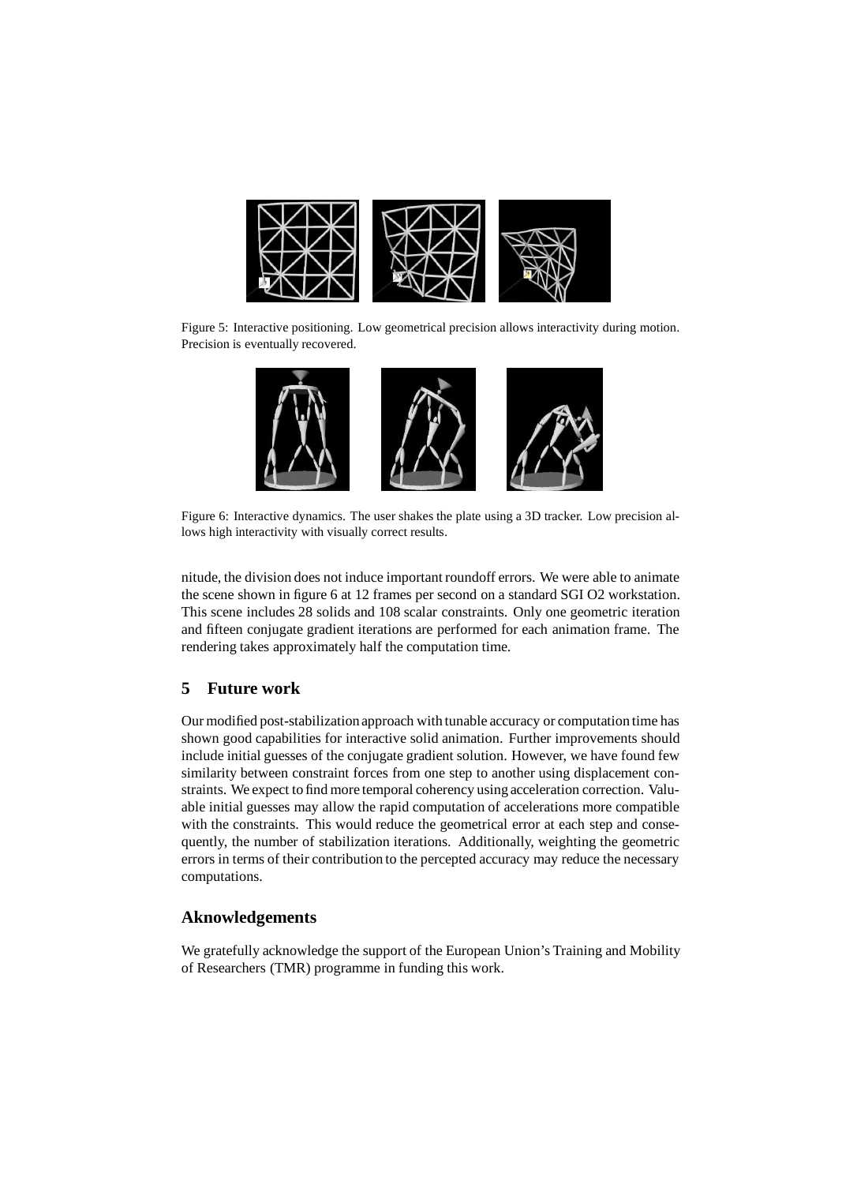Figure 5: Interactive positioning. Low geometrical precision allows interactivity during motion. Precision is eventually recovered.

Figure 6: Interactive dynamics. The user shakes the plate using a 3D tracker. Low precision allows high interactivity with visually correct results.

nitude, the division does not induce important roundoff errors. We were able to animate the scene shown in figure 6 at 12 frames per second on a standard SGI O2 workstation. This scene includes 28 solids and 108 scalar constraints. Only one geometric iteration and fifteen conjugate gradient iterations are performed for each animation frame. The rendering takes approximately half the computation time.

## 5 Future work

Our modified post-stabilization approach with tunable accuracy or computation time has shown good capabilities for interactive solid animation. Further improvements should include initial guesses of the conjugate gradient solution. However, we have found few similarity between constraint forces from one step to another using displacement constraints. We expect to find more temporal coherency using acceleration correction. Valuable initial guesses may allow the rapid computation of accelerations more compatible with the constraints. This would reduce the geometrical error at each step and consequently, the number of stabilization iterations. Additionally, weighting the geometric errors in terms of their contribution to the percepted accuracy may reduce the necessary computations.

## Aknowledgements

We gratefully acknowledge the support of the European Union's Training and Mobility of Researchers (TMR) programme in funding this work.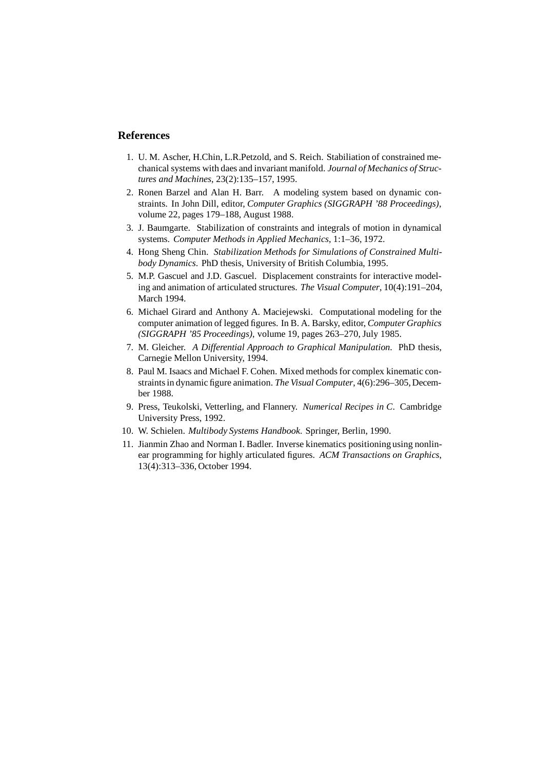## References

1. U. M. Ascher, H.Chin, L.R.Petzold, and S. Reich. Stabiliation of constrained mechanical systems with daes and invariant manifold. *Journal of Mechanics of Structures and Machines*, 23(2):135–157, 1995.
2. Ronen Barzel and Alan H. Barr. A modeling system based on dynamic constraints. In John Dill, editor, *Computer Graphics (SIGGRAPH '88 Proceedings)*, volume 22, pages 179–188, August 1988.
3. J. Baumgarte. Stabilization of constraints and integrals of motion in dynamical systems. *Computer Methods in Applied Mechanics*, 1:1–36, 1972.
4. Hong Sheng Chin. *Stabilization Methods for Simulations of Constrained Multibody Dynamics*. PhD thesis, University of British Columbia, 1995.
5. M.P. Gascuel and J.D. Gascuel. Displacement constraints for interactive modeling and animation of articulated structures. *The Visual Computer*, 10(4):191–204, March 1994.
6. Michael Girard and Anthony A. Maciejewski. Computational modeling for the computer animation of legged figures. In B. A. Barsky, editor, *Computer Graphics (SIGGRAPH '85 Proceedings)*, volume 19, pages 263–270, July 1985.
7. M. Gleicher. *A Differential Approach to Graphical Manipulation*. PhD thesis, Carnegie Mellon University, 1994.
8. Paul M. Isaacs and Michael F. Cohen. Mixed methods for complex kinematic constraints in dynamic figure animation. *The Visual Computer*, 4(6):296–305, December 1988.
9. Press, Teukolski, Vetterling, and Flannery. *Numerical Recipes in C*. Cambridge University Press, 1992.
10. W. Schielen. *Multibody Systems Handbook*. Springer, Berlin, 1990.
11. Jianmin Zhao and Norman I. Badler. Inverse kinematics positioning using nonlinear programming for highly articulated figures. *ACM Transactions on Graphics*, 13(4):313–336, October 1994.